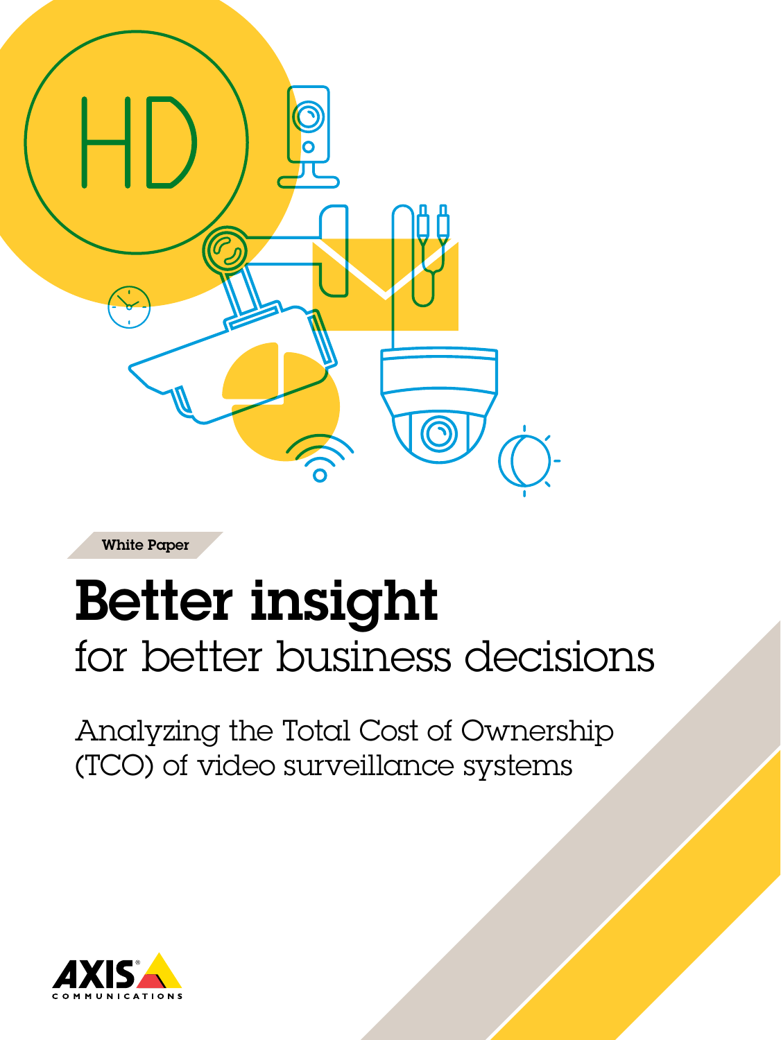White Paper

# Better insight

## for better business decisions

Analyzing the Total Cost of Ownership (TCO) of video surveillance systems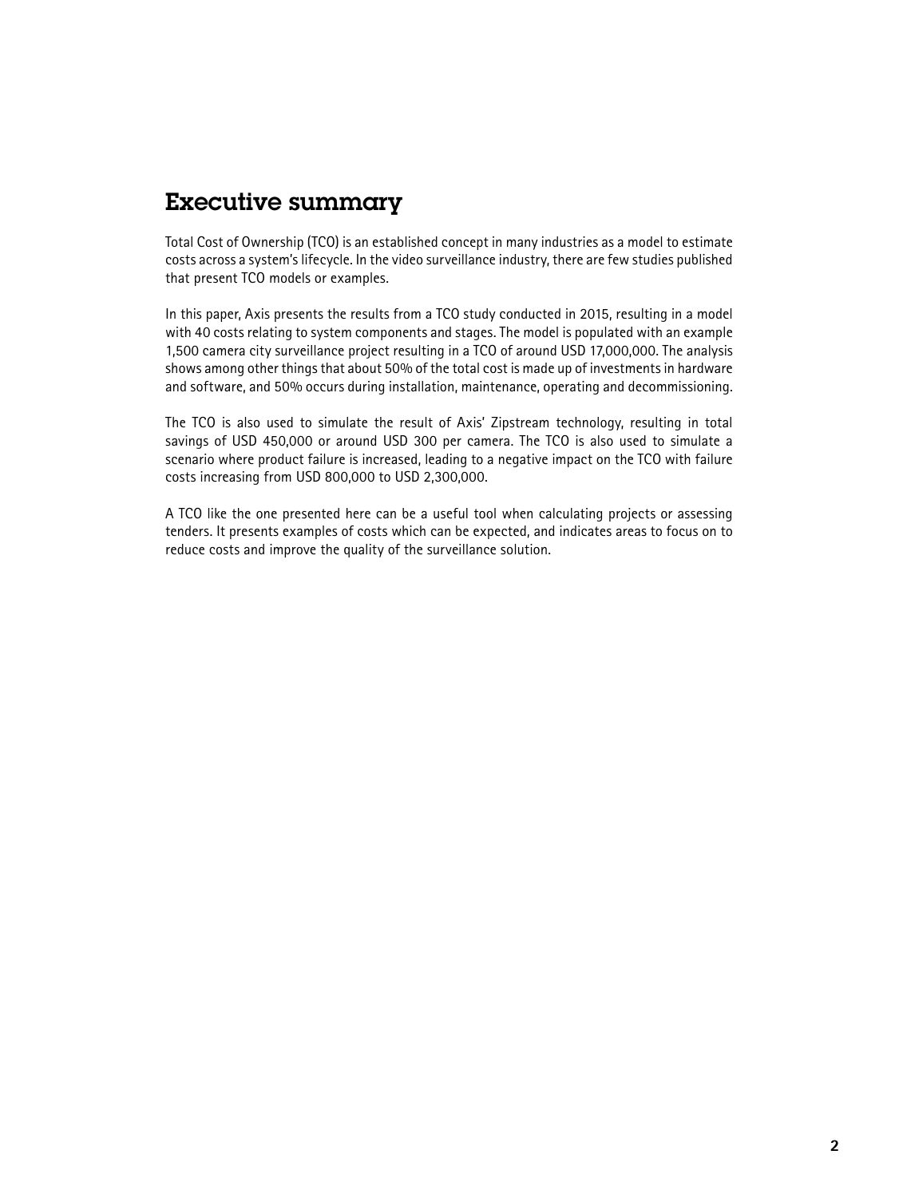# Executive summary

Total Cost of Ownership (TCO) is an established concept in many industries as a model to estimate costs across a system's lifecycle. In the video surveillance industry, there are few studies published that present TCO models or examples.

In this paper, Axis presents the results from a TCO study conducted in 2015, resulting in a model with 40 costs relating to system components and stages. The model is populated with an example 1,500 camera city surveillance project resulting in a TCO of around USD 17,000,000. The analysis shows among other things that about 50% of the total cost is made up of investments in hardware and software, and 50% occurs during installation, maintenance, operating and decommissioning.

The TCO is also used to simulate the result of Axis' Zipstream technology, resulting in total savings of USD 450,000 or around USD 300 per camera. The TCO is also used to simulate a scenario where product failure is increased, leading to a negative impact on the TCO with failure costs increasing from USD 800,000 to USD 2,300,000.

A TCO like the one presented here can be a useful tool when calculating projects or assessing tenders. It presents examples of costs which can be expected, and indicates areas to focus on to reduce costs and improve the quality of the surveillance solution.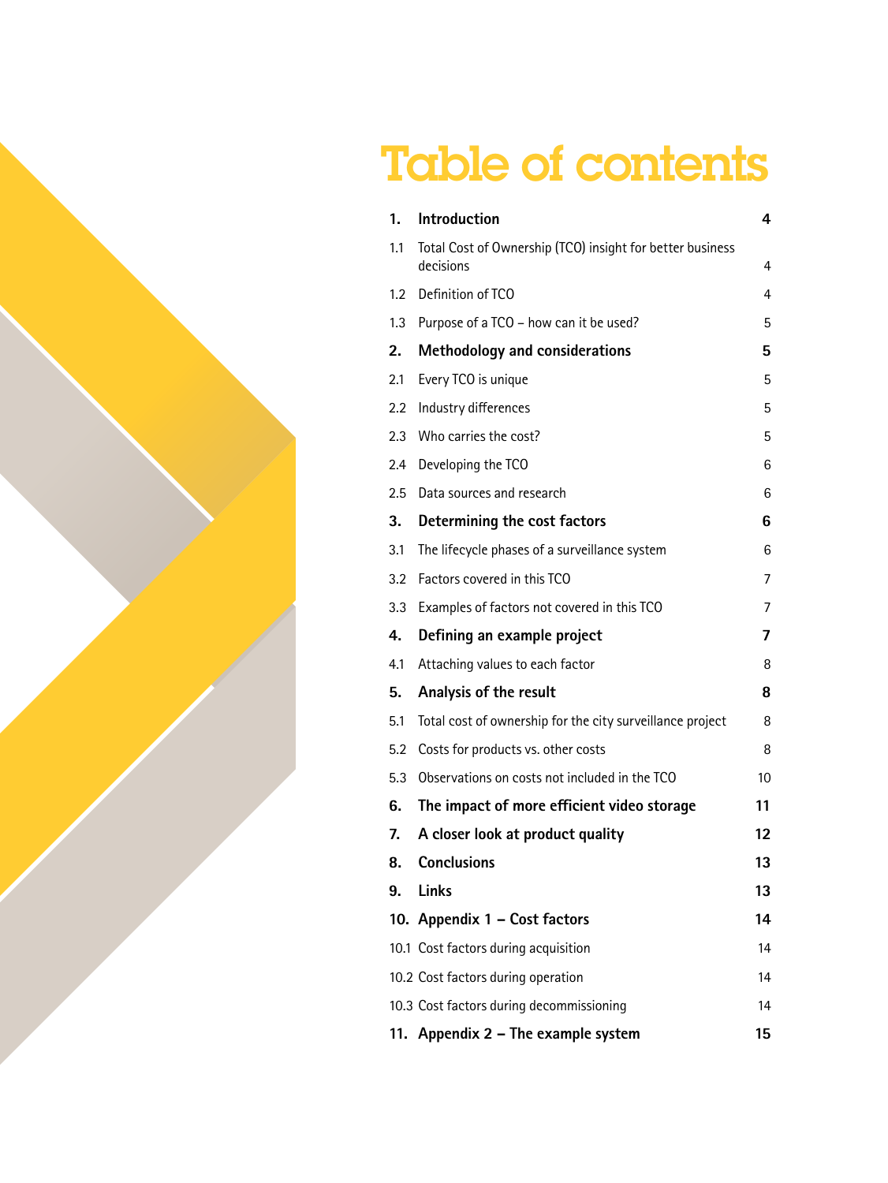# Table of contents

| | | |
|---|---|---|
| **1.** | **Introduction** | **4** |
| 1.1 | Total Cost of Ownership (TCO) insight for better business decisions | 4 |
| 1.2 | Definition of TCO | 4 |
| 1.3 | Purpose of a TCO – how can it be used? | 5 |
| **2.** | **Methodology and considerations** | **5** |
| 2.1 | Every TCO is unique | 5 |
| 2.2 | Industry differences | 5 |
| 2.3 | Who carries the cost? | 5 |
| 2.4 | Developing the TCO | 6 |
| 2.5 | Data sources and research | 6 |
| **3.** | **Determining the cost factors** | **6** |
| 3.1 | The lifecycle phases of a surveillance system | 6 |
| 3.2 | Factors covered in this TCO | 7 |
| 3.3 | Examples of factors not covered in this TCO | 7 |
| **4.** | **Defining an example project** | **7** |
| 4.1 | Attaching values to each factor | 8 |
| **5.** | **Analysis of the result** | **8** |
| 5.1 | Total cost of ownership for the city surveillance project | 8 |
| 5.2 | Costs for products vs. other costs | 8 |
| 5.3 | Observations on costs not included in the TCO | 10 |
| **6.** | **The impact of more efficient video storage** | **11** |
| **7.** | **A closer look at product quality** | **12** |
| **8.** | **Conclusions** | **13** |
| **9.** | **Links** | **13** |
| **10.** | **Appendix 1 – Cost factors** | **14** |
| 10.1 | Cost factors during acquisition | 14 |
| 10.2 | Cost factors during operation | 14 |
| 10.3 | Cost factors during decommissioning | 14 |
| **11.** | **Appendix 2 – The example system** | **15** |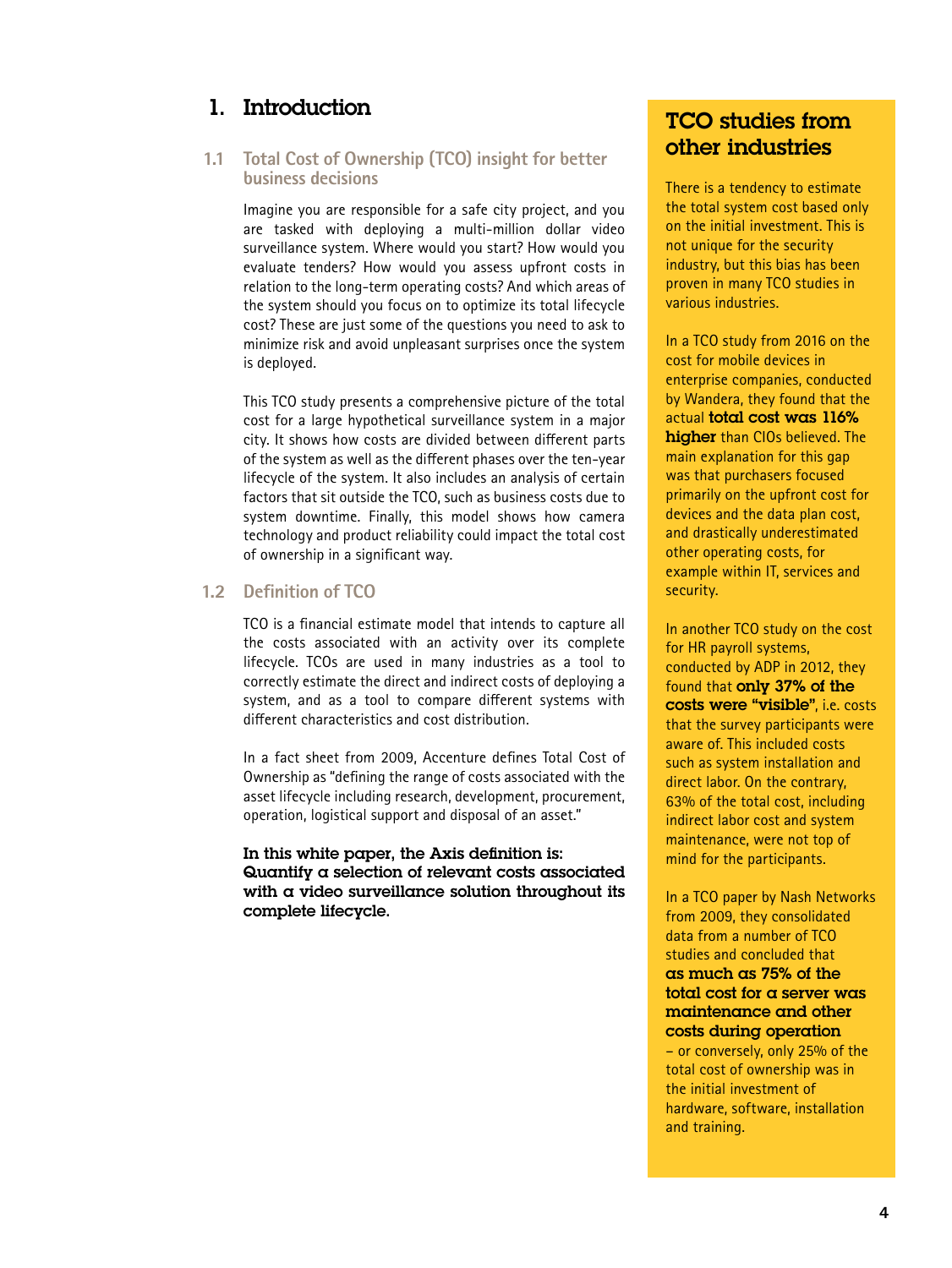# 1. Introduction

## 1.1 Total Cost of Ownership (TCO) insight for better business decisions

Imagine you are responsible for a safe city project, and you are tasked with deploying a multi-million dollar video surveillance system. Where would you start? How would you evaluate tenders? How would you assess upfront costs in relation to the long-term operating costs? And which areas of the system should you focus on to optimize its total lifecycle cost? These are just some of the questions you need to ask to minimize risk and avoid unpleasant surprises once the system is deployed.

This TCO study presents a comprehensive picture of the total cost for a large hypothetical surveillance system in a major city. It shows how costs are divided between different parts of the system as well as the different phases over the ten-year lifecycle of the system. It also includes an analysis of certain factors that sit outside the TCO, such as business costs due to system downtime. Finally, this model shows how camera technology and product reliability could impact the total cost of ownership in a significant way.

## 1.2 Definition of TCO

TCO is a financial estimate model that intends to capture all the costs associated with an activity over its complete lifecycle. TCOs are used in many industries as a tool to correctly estimate the direct and indirect costs of deploying a system, and as a tool to compare different systems with different characteristics and cost distribution.

In a fact sheet from 2009, Accenture defines Total Cost of Ownership as "defining the range of costs associated with the asset lifecycle including research, development, procurement, operation, logistical support and disposal of an asset."

**In this white paper, the Axis definition is: Quantify a selection of relevant costs associated with a video surveillance solution throughout its complete lifecycle.**

## TCO studies from other industries

There is a tendency to estimate the total system cost based only on the initial investment. This is not unique for the security industry, but this bias has been proven in many TCO studies in various industries.

In a TCO study from 2016 on the cost for mobile devices in enterprise companies, conducted by Wandera, they found that the actual **total cost was 116% higher** than CIOs believed. The main explanation for this gap was that purchasers focused primarily on the upfront cost for devices and the data plan cost, and drastically underestimated other operating costs, for example within IT, services and security.

In another TCO study on the cost for HR payroll systems, conducted by ADP in 2012, they found that **only 37% of the costs were "visible"**, i.e. costs that the survey participants were aware of. This included costs such as system installation and direct labor. On the contrary, 63% of the total cost, including indirect labor cost and system maintenance, were not top of mind for the participants.

In a TCO paper by Nash Networks from 2009, they consolidated data from a number of TCO studies and concluded that **as much as 75% of the total cost for a server was maintenance and other costs during operation** – or conversely, only 25% of the total cost of ownership was in the initial investment of hardware, software, installation and training.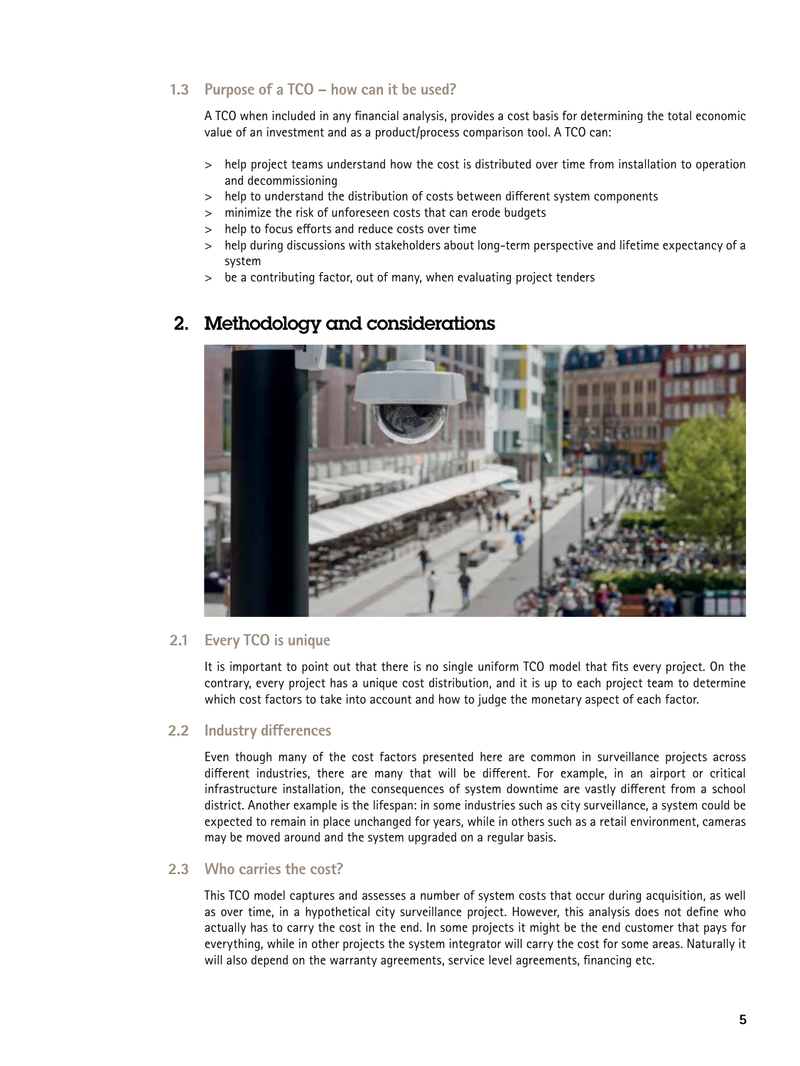### 1.3 Purpose of a TCO – how can it be used?

A TCO when included in any financial analysis, provides a cost basis for determining the total economic value of an investment and as a product/process comparison tool. A TCO can:

> help project teams understand how the cost is distributed over time from installation to operation and decommissioning
> help to understand the distribution of costs between different system components
> minimize the risk of unforeseen costs that can erode budgets
> help to focus efforts and reduce costs over time
> help during discussions with stakeholders about long-term perspective and lifetime expectancy of a system
> be a contributing factor, out of many, when evaluating project tenders

## 2. Methodology and considerations

### 2.1 Every TCO is unique

It is important to point out that there is no single uniform TCO model that fits every project. On the contrary, every project has a unique cost distribution, and it is up to each project team to determine which cost factors to take into account and how to judge the monetary aspect of each factor.

### 2.2 Industry differences

Even though many of the cost factors presented here are common in surveillance projects across different industries, there are many that will be different. For example, in an airport or critical infrastructure installation, the consequences of system downtime are vastly different from a school district. Another example is the lifespan: in some industries such as city surveillance, a system could be expected to remain in place unchanged for years, while in others such as a retail environment, cameras may be moved around and the system upgraded on a regular basis.

### 2.3 Who carries the cost?

This TCO model captures and assesses a number of system costs that occur during acquisition, as well as over time, in a hypothetical city surveillance project. However, this analysis does not define who actually has to carry the cost in the end. In some projects it might be the end customer that pays for everything, while in other projects the system integrator will carry the cost for some areas. Naturally it will also depend on the warranty agreements, service level agreements, financing etc.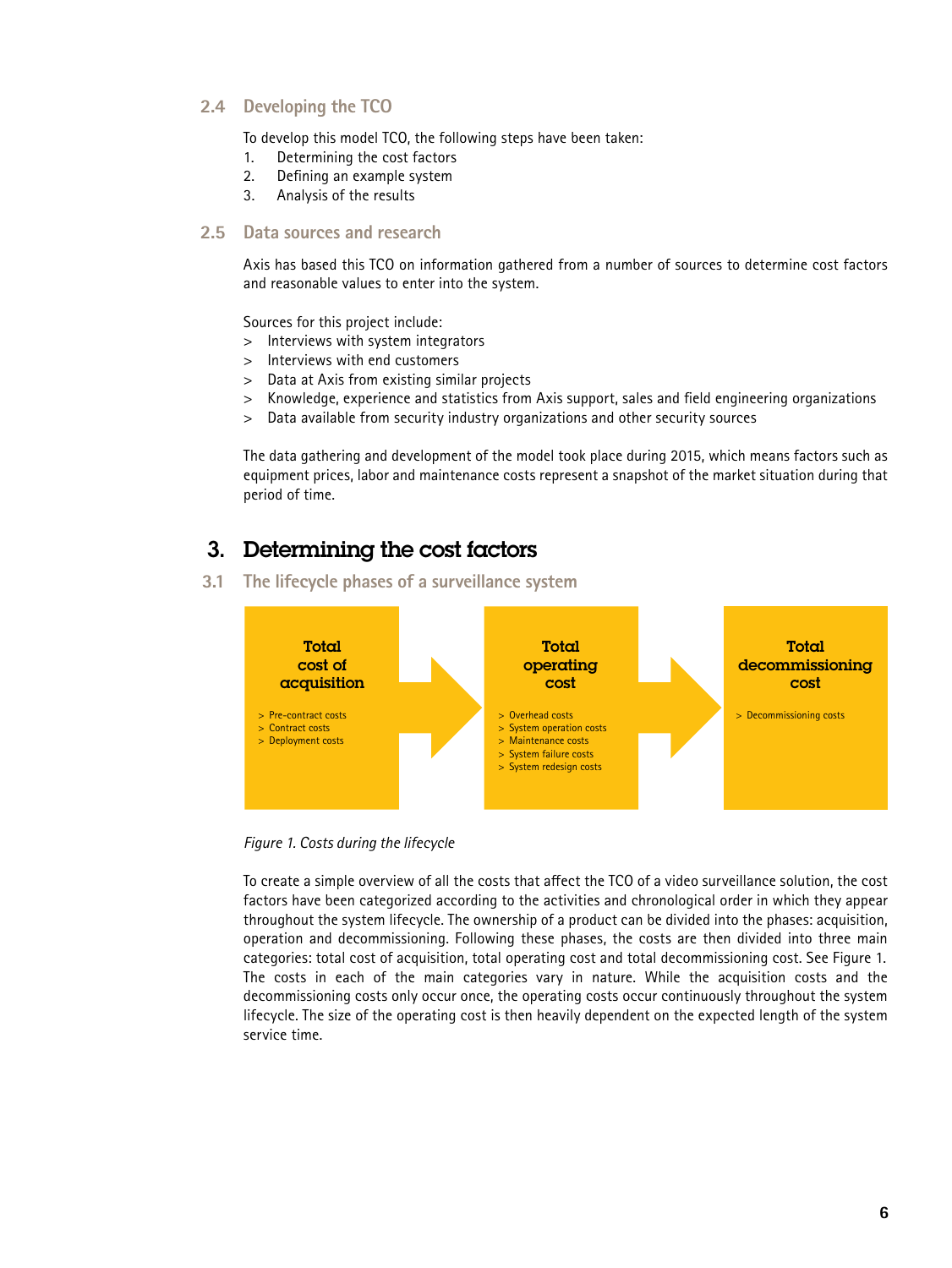### 2.4 Developing the TCO

To develop this model TCO, the following steps have been taken:

1. Determining the cost factors
2. Defining an example system
3. Analysis of the results

### 2.5 Data sources and research

Axis has based this TCO on information gathered from a number of sources to determine cost factors and reasonable values to enter into the system.

Sources for this project include:

> Interviews with system integrators
> Interviews with end customers
> Data at Axis from existing similar projects
> Knowledge, experience and statistics from Axis support, sales and field engineering organizations
> Data available from security industry organizations and other security sources

The data gathering and development of the model took place during 2015, which means factors such as equipment prices, labor and maintenance costs represent a snapshot of the market situation during that period of time.

## 3. Determining the cost factors

### 3.1 The lifecycle phases of a surveillance system

**Total cost of acquisition**

> Pre-contract costs
> Contract costs
> Deployment costs

**Total operating cost**

> Overhead costs
> System operation costs
> Maintenance costs
> System failure costs
> System redesign costs

**Total decommissioning cost**

> Decommissioning costs

*Figure 1. Costs during the lifecycle*

To create a simple overview of all the costs that affect the TCO of a video surveillance solution, the cost factors have been categorized according to the activities and chronological order in which they appear throughout the system lifecycle. The ownership of a product can be divided into the phases: acquisition, operation and decommissioning. Following these phases, the costs are then divided into three main categories: total cost of acquisition, total operating cost and total decommissioning cost. See Figure 1. The costs in each of the main categories vary in nature. While the acquisition costs and the decommissioning costs only occur once, the operating costs occur continuously throughout the system lifecycle. The size of the operating cost is then heavily dependent on the expected length of the system service time.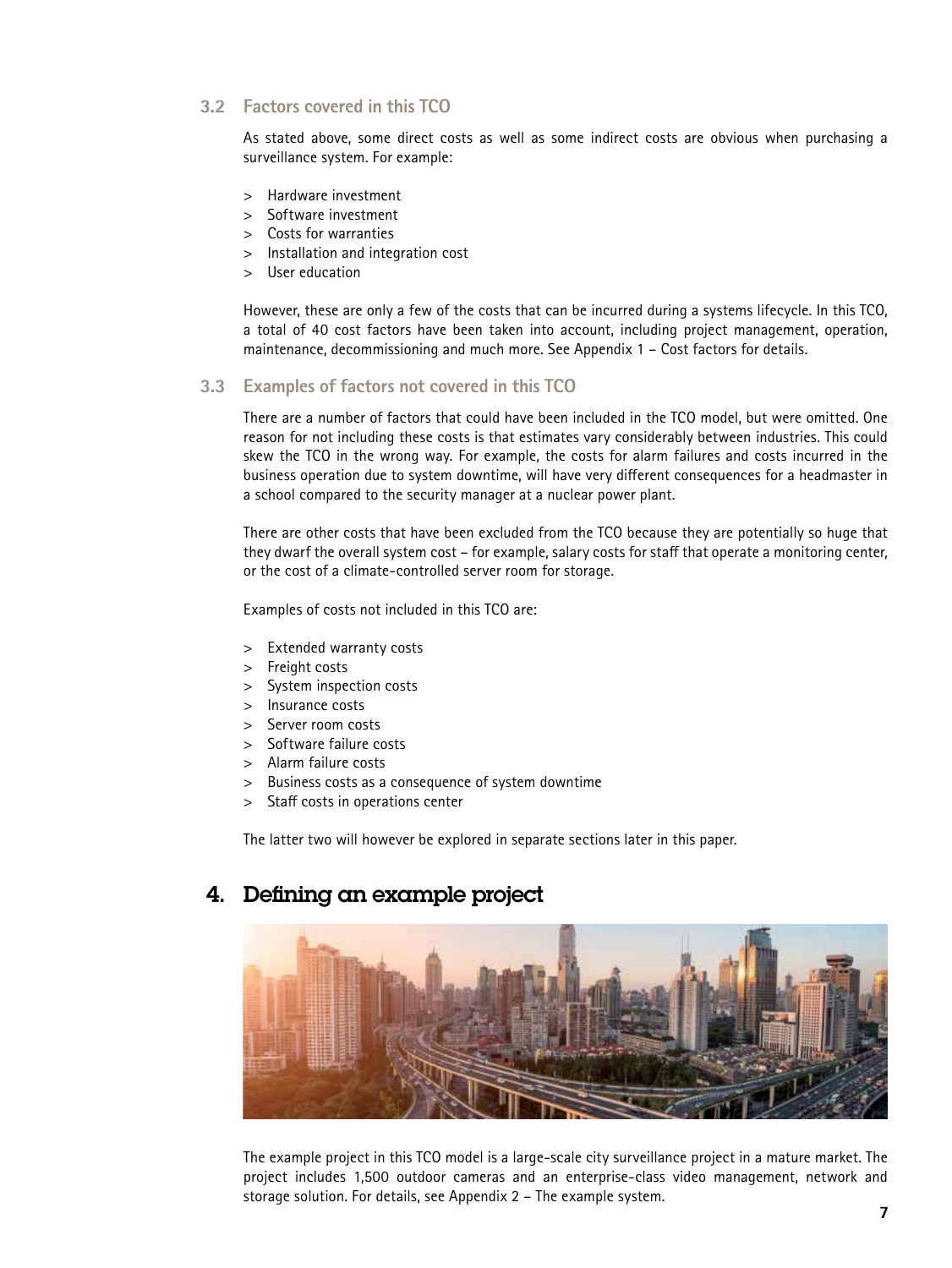### 3.2 Factors covered in this TCO

As stated above, some direct costs as well as some indirect costs are obvious when purchasing a surveillance system. For example:

> Hardware investment
> Software investment
> Costs for warranties
> Installation and integration cost
> User education

However, these are only a few of the costs that can be incurred during a systems lifecycle. In this TCO, a total of 40 cost factors have been taken into account, including project management, operation, maintenance, decommissioning and much more. See Appendix 1 – Cost factors for details.

### 3.3 Examples of factors not covered in this TCO

There are a number of factors that could have been included in the TCO model, but were omitted. One reason for not including these costs is that estimates vary considerably between industries. This could skew the TCO in the wrong way. For example, the costs for alarm failures and costs incurred in the business operation due to system downtime, will have very different consequences for a headmaster in a school compared to the security manager at a nuclear power plant.

There are other costs that have been excluded from the TCO because they are potentially so huge that they dwarf the overall system cost – for example, salary costs for staff that operate a monitoring center, or the cost of a climate-controlled server room for storage.

Examples of costs not included in this TCO are:

> Extended warranty costs
> Freight costs
> System inspection costs
> Insurance costs
> Server room costs
> Software failure costs
> Alarm failure costs
> Business costs as a consequence of system downtime
> Staff costs in operations center

The latter two will however be explored in separate sections later in this paper.

## 4. Defining an example project

The example project in this TCO model is a large-scale city surveillance project in a mature market. The project includes 1,500 outdoor cameras and an enterprise-class video management, network and storage solution. For details, see Appendix 2 – The example system.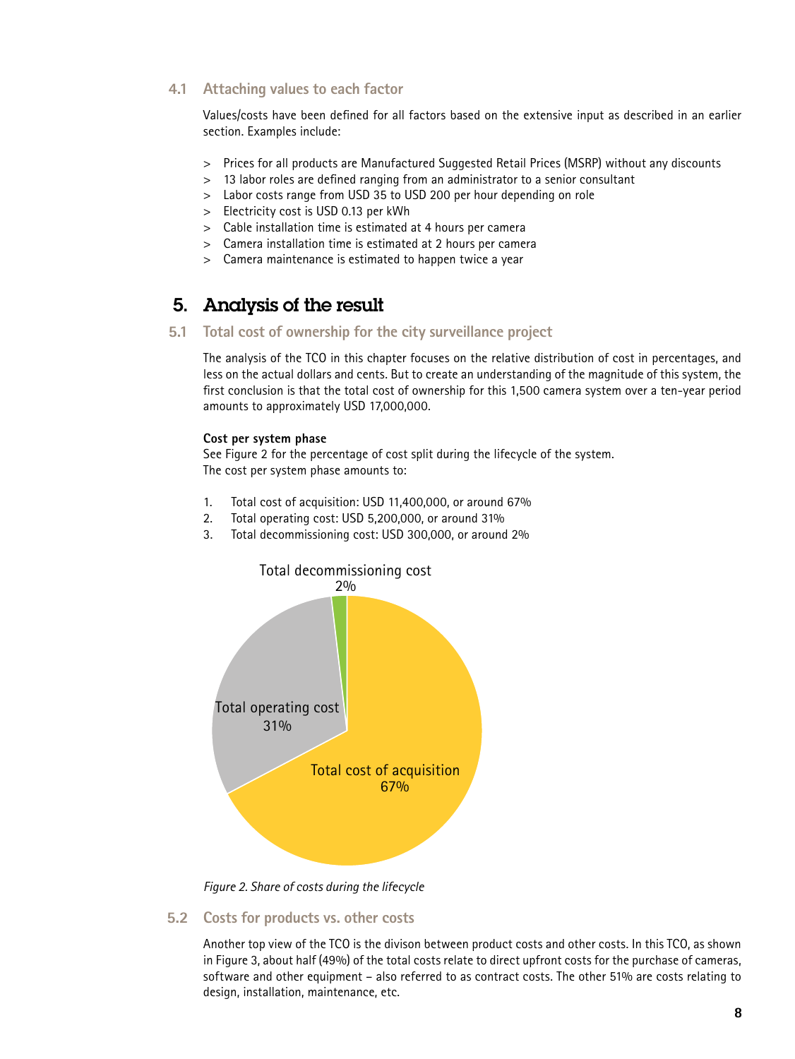### 4.1 Attaching values to each factor

Values/costs have been defined for all factors based on the extensive input as described in an earlier section. Examples include:

- Prices for all products are Manufactured Suggested Retail Prices (MSRP) without any discounts
- 13 labor roles are defined ranging from an administrator to a senior consultant
- Labor costs range from USD 35 to USD 200 per hour depending on role
- Electricity cost is USD 0.13 per kWh
- Cable installation time is estimated at 4 hours per camera
- Camera installation time is estimated at 2 hours per camera
- Camera maintenance is estimated to happen twice a year

## 5. Analysis of the result

### 5.1 Total cost of ownership for the city surveillance project

The analysis of the TCO in this chapter focuses on the relative distribution of cost in percentages, and less on the actual dollars and cents. But to create an understanding of the magnitude of this system, the first conclusion is that the total cost of ownership for this 1,500 camera system over a ten-year period amounts to approximately USD 17,000,000.

**Cost per system phase**

See Figure 2 for the percentage of cost split during the lifecycle of the system.
The cost per system phase amounts to:

1. Total cost of acquisition: USD 11,400,000, or around 67%
2. Total operating cost: USD 5,200,000, or around 31%
3. Total decommissioning cost: USD 300,000, or around 2%

Total decommissioning cost 2%

Total operating cost 31%

Total cost of acquisition 67%

*Figure 2. Share of costs during the lifecycle*

### 5.2 Costs for products vs. other costs

Another top view of the TCO is the divison between product costs and other costs. In this TCO, as shown in Figure 3, about half (49%) of the total costs relate to direct upfront costs for the purchase of cameras, software and other equipment – also referred to as contract costs. The other 51% are costs relating to design, installation, maintenance, etc.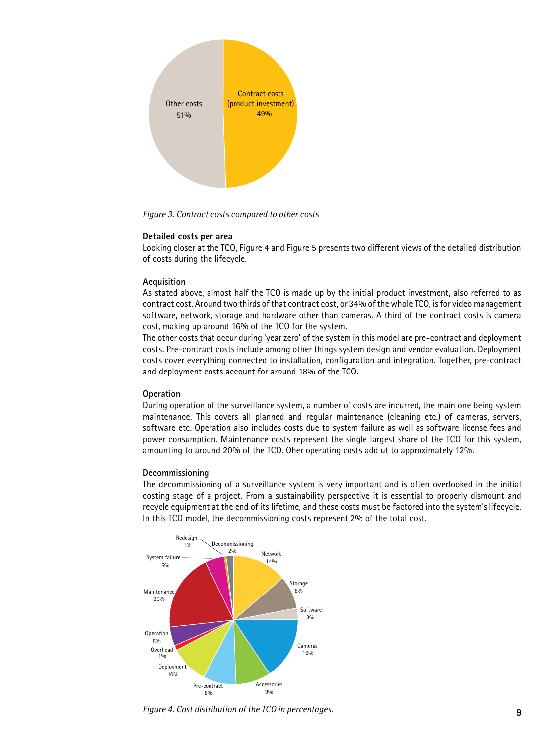Other costs
51%

Contract costs
(product investment)
49%

*Figure 3. Contract costs compared to other costs*

**Detailed costs per area**

Looking closer at the TCO, Figure 4 and Figure 5 presents two different views of the detailed distribution of costs during the lifecycle.

### Acquisition

As stated above, almost half the TCO is made up by the initial product investment, also referred to as contract cost. Around two thirds of that contract cost, or 34% of the whole TCO, is for video management software, network, storage and hardware other than cameras. A third of the contract costs is camera cost, making up around 16% of the TCO for the system.

The other costs that occur during 'year zero' of the system in this model are pre-contract and deployment costs. Pre-contract costs include among other things system design and vendor evaluation. Deployment costs cover everything connected to installation, configuration and integration. Together, pre-contract and deployment costs account for around 18% of the TCO.

### Operation

During operation of the surveillance system, a number of costs are incurred, the main one being system maintenance. This covers all planned and regular maintenance (cleaning etc.) of cameras, servers, software etc. Operation also includes costs due to system failure as well as software license fees and power consumption. Maintenance costs represent the single largest share of the TCO for this system, amounting to around 20% of the TCO. Oher operating costs add ut to approximately 12%.

### Decommissioning

The decommissioning of a surveillance system is very important and is often overlooked in the initial costing stage of a project. From a sustainability perspective it is essential to properly dismount and recycle equipment at the end of its lifetime, and these costs must be factored into the system's lifecycle. In this TCO model, the decommissioning costs represent 2% of the total cost.

Redesign 1%
Decommissioning 2%
Network 14%
Storage 8%
Software 3%
Cameras 16%
Accessories 9%
Pre-contract 8%
Deployment 10%
Overhead 1%
Operation 5%
Maintenance 20%
System failure 5%

*Figure 4. Cost distribution of the TCO in percentages.*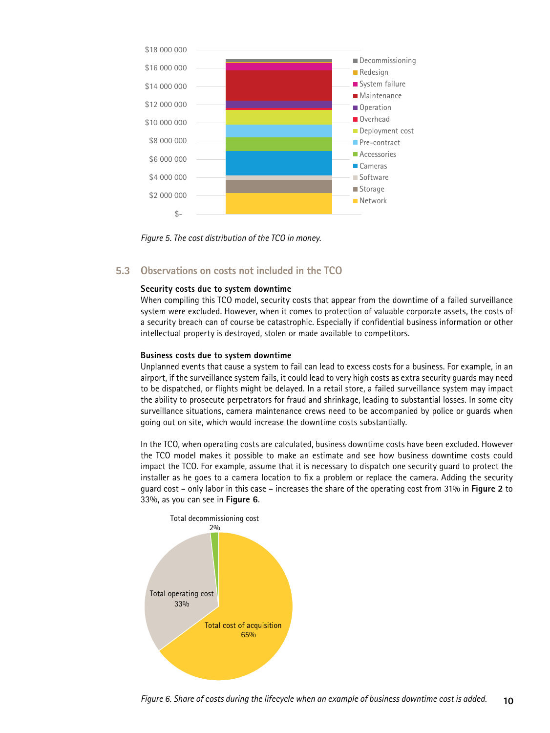*Figure 5. The cost distribution of the TCO in money.*

## 5.3 Observations on costs not included in the TCO

**Security costs due to system downtime**

When compiling this TCO model, security costs that appear from the downtime of a failed surveillance system were excluded. However, when it comes to protection of valuable corporate assets, the costs of a security breach can of course be catastrophic. Especially if confidential business information or other intellectual property is destroyed, stolen or made available to competitors.

**Business costs due to system downtime**

Unplanned events that cause a system to fail can lead to excess costs for a business. For example, in an airport, if the surveillance system fails, it could lead to very high costs as extra security guards may need to be dispatched, or flights might be delayed. In a retail store, a failed surveillance system may impact the ability to prosecute perpetrators for fraud and shrinkage, leading to substantial losses. In some city surveillance situations, camera maintenance crews need to be accompanied by police or guards when going out on site, which would increase the downtime costs substantially.

In the TCO, when operating costs are calculated, business downtime costs have been excluded. However the TCO model makes it possible to make an estimate and see how business downtime costs could impact the TCO. For example, assume that it is necessary to dispatch one security guard to protect the installer as he goes to a camera location to fix a problem or replace the camera. Adding the security guard cost – only labor in this case – increases the share of the operating cost from 31% in **Figure 2** to 33%, as you can see in **Figure 6**.

*Figure 6. Share of costs during the lifecycle when an example of business downtime cost is added.*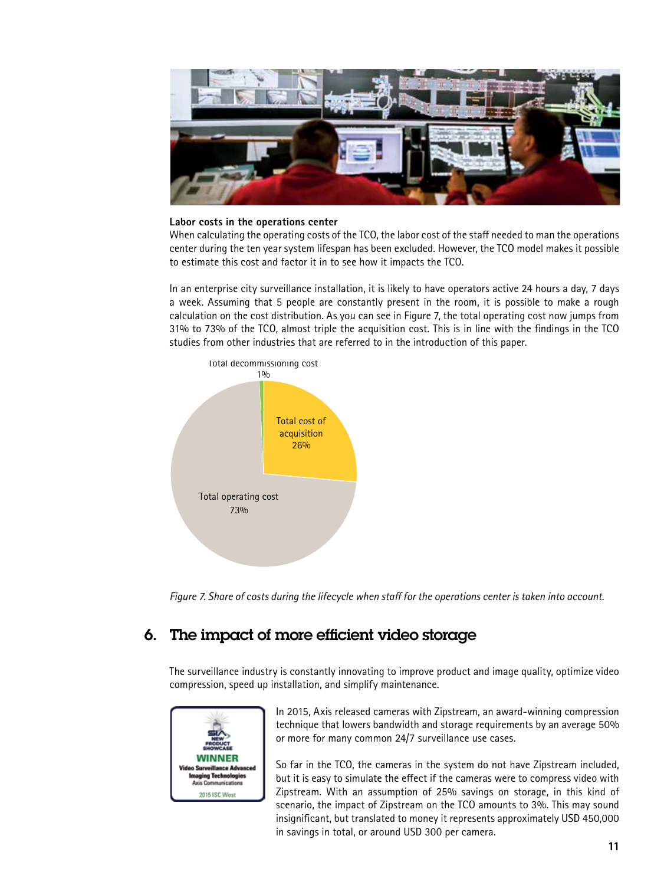**Labor costs in the operations center**

When calculating the operating costs of the TCO, the labor cost of the staff needed to man the operations center during the ten year system lifespan has been excluded. However, the TCO model makes it possible to estimate this cost and factor it in to see how it impacts the TCO.

In an enterprise city surveillance installation, it is likely to have operators active 24 hours a day, 7 days a week. Assuming that 5 people are constantly present in the room, it is possible to make a rough calculation on the cost distribution. As you can see in Figure 7, the total operating cost now jumps from 31% to 73% of the TCO, almost triple the acquisition cost. This is in line with the findings in the TCO studies from other industries that are referred to in the introduction of this paper.

Total decommissioning cost 1%

Total cost of acquisition 26%

Total operating cost 73%

*Figure 7. Share of costs during the lifecycle when staff for the operations center is taken into account.*

## 6. The impact of more efficient video storage

The surveillance industry is constantly innovating to improve product and image quality, optimize video compression, speed up installation, and simplify maintenance.

SIA NEW PRODUCT SHOWCASE WINNER Video Surveillance Advanced Imaging Technologies Axis Communications 2015 ISC West

In 2015, Axis released cameras with Zipstream, an award-winning compression technique that lowers bandwidth and storage requirements by an average 50% or more for many common 24/7 surveillance use cases.

So far in the TCO, the cameras in the system do not have Zipstream included, but it is easy to simulate the effect if the cameras were to compress video with Zipstream. With an assumption of 25% savings on storage, in this kind of scenario, the impact of Zipstream on the TCO amounts to 3%. This may sound insignificant, but translated to money it represents approximately USD 450,000 in savings in total, or around USD 300 per camera.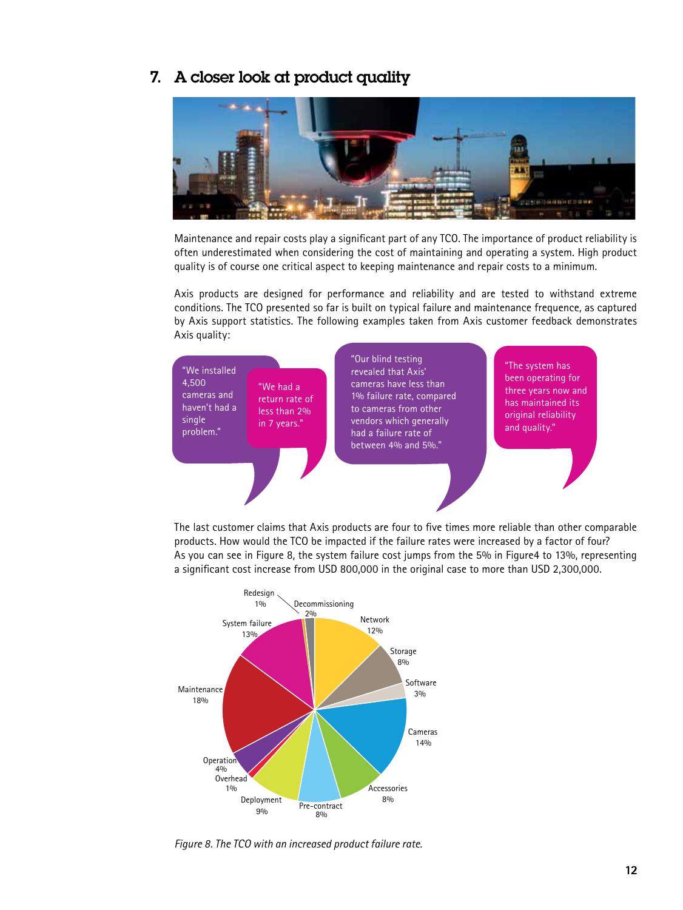## 7. A closer look at product quality

Maintenance and repair costs play a significant part of any TCO. The importance of product reliability is often underestimated when considering the cost of maintaining and operating a system. High product quality is of course one critical aspect to keeping maintenance and repair costs to a minimum.

Axis products are designed for performance and reliability and are tested to withstand extreme conditions. The TCO presented so far is built on typical failure and maintenance frequence, as captured by Axis support statistics. The following examples taken from Axis customer feedback demonstrates Axis quality:

"We installed 4,500 cameras and haven't had a single problem."

"We had a return rate of less than 2% in 7 years."

"Our blind testing revealed that Axis' cameras have less than 1% failure rate, compared to cameras from other vendors which generally had a failure rate of between 4% and 5%."

"The system has been operating for three years now and has maintained its original reliability and quality."

The last customer claims that Axis products are four to five times more reliable than other comparable products. How would the TCO be impacted if the failure rates were increased by a factor of four? As you can see in Figure 8, the system failure cost jumps from the 5% in Figure4 to 13%, representing a significant cost increase from USD 800,000 in the original case to more than USD 2,300,000.

| Category | Share |
|---|---|
| Network | 12% |
| Storage | 8% |
| Software | 3% |
| Cameras | 14% |
| Accessories | 8% |
| Pre-contract | 8% |
| Deployment | 9% |
| Overhead | 1% |
| Operation | 4% |
| Maintenance | 18% |
| System failure | 13% |
| Redesign | 1% |
| Decommissioning | 2% |

*Figure 8. The TCO with an increased product failure rate.*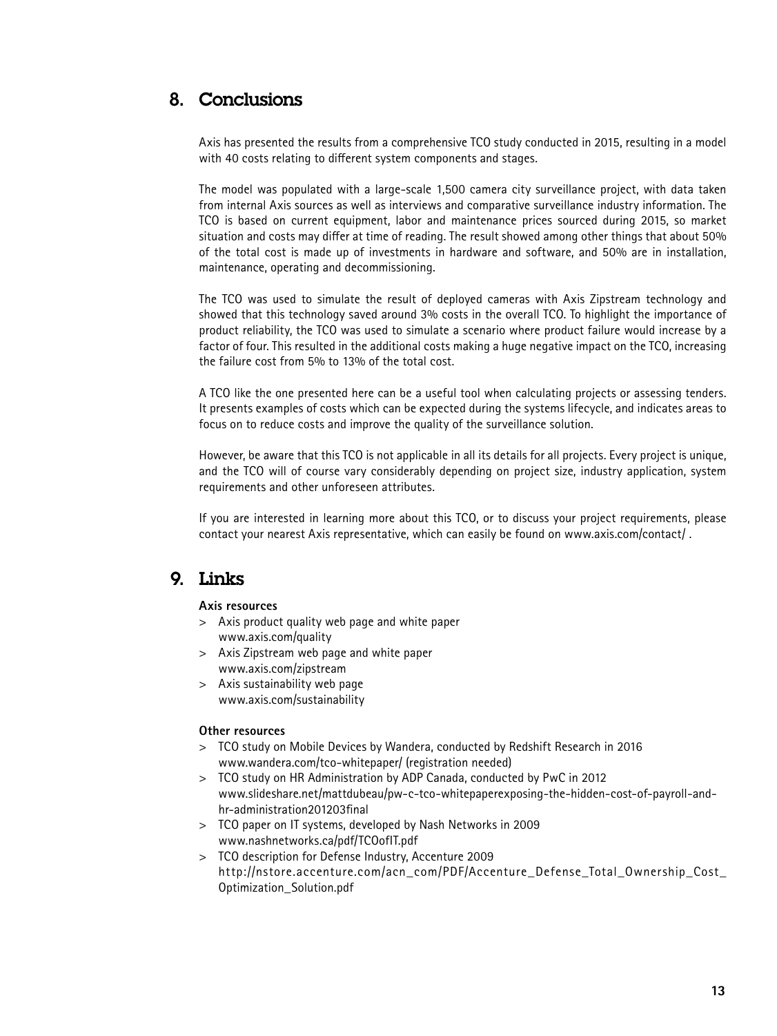## 8. Conclusions

Axis has presented the results from a comprehensive TCO study conducted in 2015, resulting in a model with 40 costs relating to different system components and stages.

The model was populated with a large-scale 1,500 camera city surveillance project, with data taken from internal Axis sources as well as interviews and comparative surveillance industry information. The TCO is based on current equipment, labor and maintenance prices sourced during 2015, so market situation and costs may differ at time of reading. The result showed among other things that about 50% of the total cost is made up of investments in hardware and software, and 50% are in installation, maintenance, operating and decommissioning.

The TCO was used to simulate the result of deployed cameras with Axis Zipstream technology and showed that this technology saved around 3% costs in the overall TCO. To highlight the importance of product reliability, the TCO was used to simulate a scenario where product failure would increase by a factor of four. This resulted in the additional costs making a huge negative impact on the TCO, increasing the failure cost from 5% to 13% of the total cost.

A TCO like the one presented here can be a useful tool when calculating projects or assessing tenders. It presents examples of costs which can be expected during the systems lifecycle, and indicates areas to focus on to reduce costs and improve the quality of the surveillance solution.

However, be aware that this TCO is not applicable in all its details for all projects. Every project is unique, and the TCO will of course vary considerably depending on project size, industry application, system requirements and other unforeseen attributes.

If you are interested in learning more about this TCO, or to discuss your project requirements, please contact your nearest Axis representative, which can easily be found on www.axis.com/contact/ .

## 9. Links

**Axis resources**

> Axis product quality web page and white paper
  www.axis.com/quality

> Axis Zipstream web page and white paper
  www.axis.com/zipstream

> Axis sustainability web page
  www.axis.com/sustainability

**Other resources**

> TCO study on Mobile Devices by Wandera, conducted by Redshift Research in 2016
  www.wandera.com/tco-whitepaper/ (registration needed)

> TCO study on HR Administration by ADP Canada, conducted by PwC in 2012
  www.slideshare.net/mattdubeau/pw-c-tco-whitepaperexposing-the-hidden-cost-of-payroll-and-hr-administration201203final

> TCO paper on IT systems, developed by Nash Networks in 2009
  www.nashnetworks.ca/pdf/TCOofIT.pdf

> TCO description for Defense Industry, Accenture 2009
  http://nstore.accenture.com/acn_com/PDF/Accenture_Defense_Total_Ownership_Cost_Optimization_Solution.pdf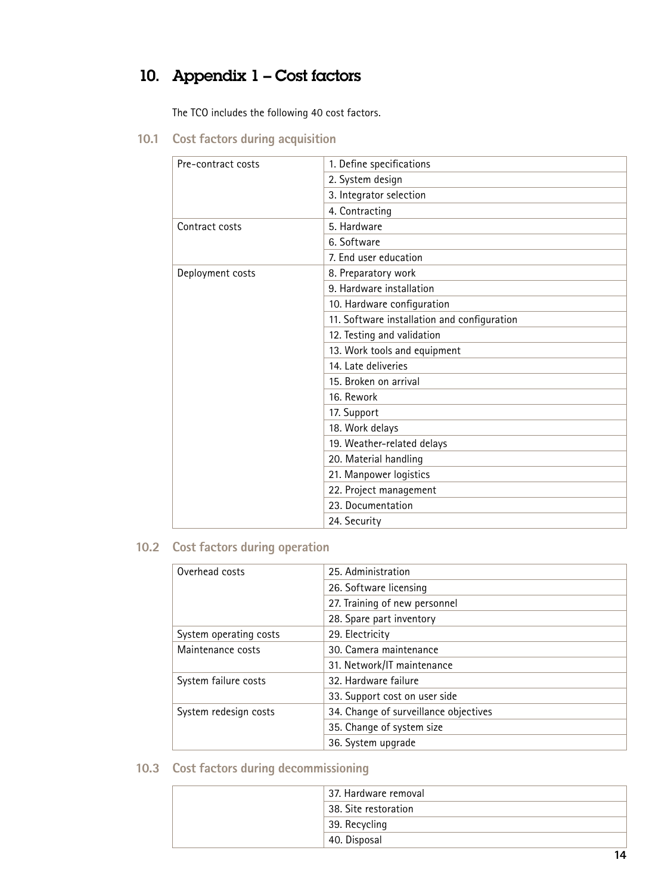# 10. Appendix 1 – Cost factors

The TCO includes the following 40 cost factors.

## 10.1 Cost factors during acquisition

| | |
|---|---|
| Pre-contract costs | 1. Define specifications |
| | 2. System design |
| | 3. Integrator selection |
| | 4. Contracting |
| Contract costs | 5. Hardware |
| | 6. Software |
| | 7. End user education |
| Deployment costs | 8. Preparatory work |
| | 9. Hardware installation |
| | 10. Hardware configuration |
| | 11. Software installation and configuration |
| | 12. Testing and validation |
| | 13. Work tools and equipment |
| | 14. Late deliveries |
| | 15. Broken on arrival |
| | 16. Rework |
| | 17. Support |
| | 18. Work delays |
| | 19. Weather-related delays |
| | 20. Material handling |
| | 21. Manpower logistics |
| | 22. Project management |
| | 23. Documentation |
| | 24. Security |

## 10.2 Cost factors during operation

| | |
|---|---|
| Overhead costs | 25. Administration |
| | 26. Software licensing |
| | 27. Training of new personnel |
| | 28. Spare part inventory |
| System operating costs | 29. Electricity |
| Maintenance costs | 30. Camera maintenance |
| | 31. Network/IT maintenance |
| System failure costs | 32. Hardware failure |
| | 33. Support cost on user side |
| System redesign costs | 34. Change of surveillance objectives |
| | 35. Change of system size |
| | 36. System upgrade |

## 10.3 Cost factors during decommissioning

| | |
|---|---|
| | 37. Hardware removal |
| | 38. Site restoration |
| | 39. Recycling |
| | 40. Disposal |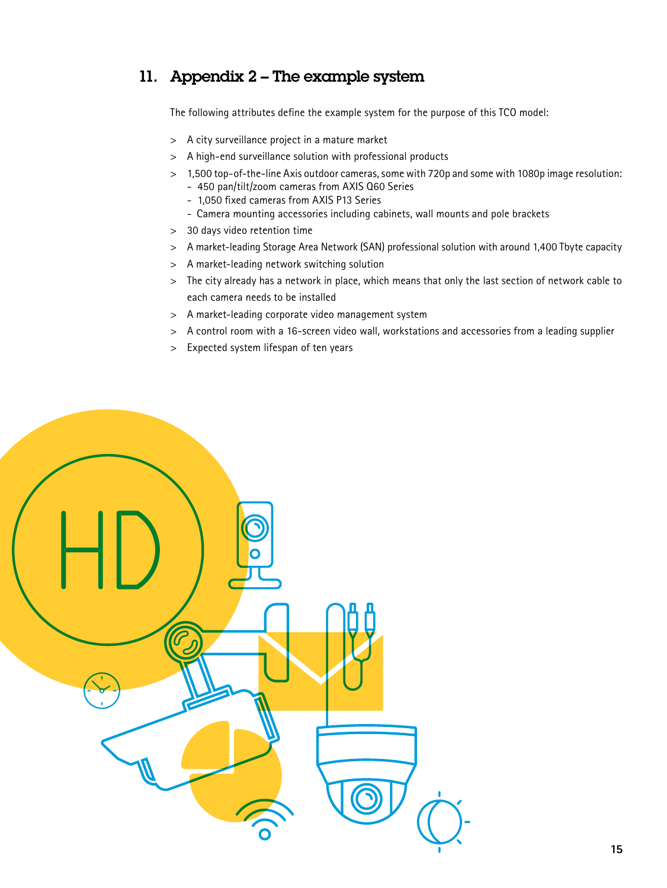## 11. Appendix 2 – The example system

The following attributes define the example system for the purpose of this TCO model:

- A city surveillance project in a mature market
- A high-end surveillance solution with professional products
- 1,500 top-of-the-line Axis outdoor cameras, some with 720p and some with 1080p image resolution:
  - 450 pan/tilt/zoom cameras from AXIS Q60 Series
  - 1,050 fixed cameras from AXIS P13 Series
  - Camera mounting accessories including cabinets, wall mounts and pole brackets
- 30 days video retention time
- A market-leading Storage Area Network (SAN) professional solution with around 1,400 Tbyte capacity
- A market-leading network switching solution
- The city already has a network in place, which means that only the last section of network cable to each camera needs to be installed
- A market-leading corporate video management system
- A control room with a 16-screen video wall, workstations and accessories from a leading supplier
- Expected system lifespan of ten years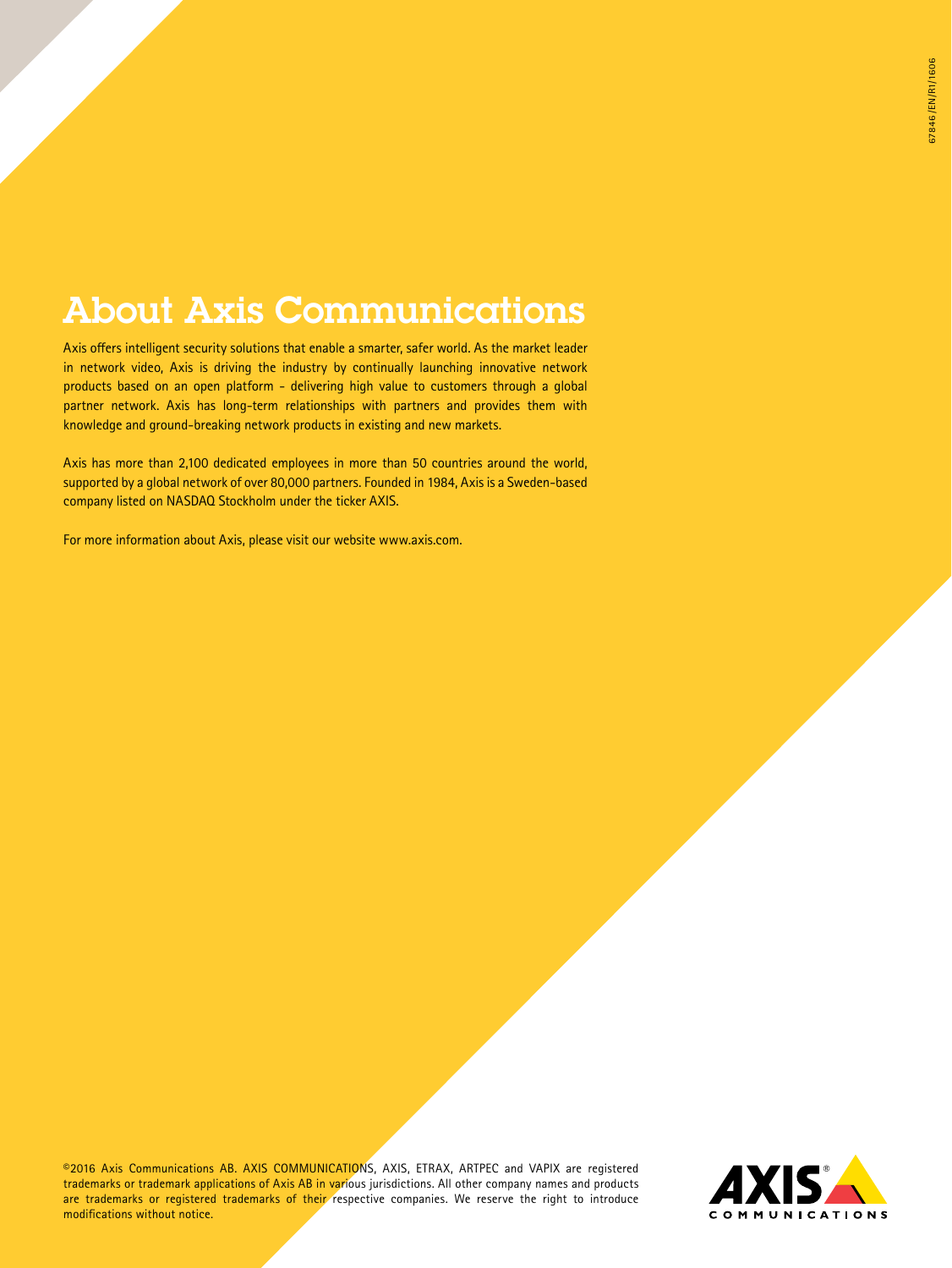# About Axis Communications

Axis offers intelligent security solutions that enable a smarter, safer world. As the market leader in network video, Axis is driving the industry by continually launching innovative network products based on an open platform - delivering high value to customers through a global partner network. Axis has long-term relationships with partners and provides them with knowledge and ground-breaking network products in existing and new markets.

Axis has more than 2,100 dedicated employees in more than 50 countries around the world, supported by a global network of over 80,000 partners. Founded in 1984, Axis is a Sweden-based company listed on NASDAQ Stockholm under the ticker AXIS.

For more information about Axis, please visit our website www.axis.com.

©2016 Axis Communications AB. AXIS COMMUNICATIONS, AXIS, ETRAX, ARTPEC and VAPIX are registered trademarks or trademark applications of Axis AB in various jurisdictions. All other company names and products are trademarks or registered trademarks of their respective companies. We reserve the right to introduce modifications without notice.

67846/EN/R1/1606